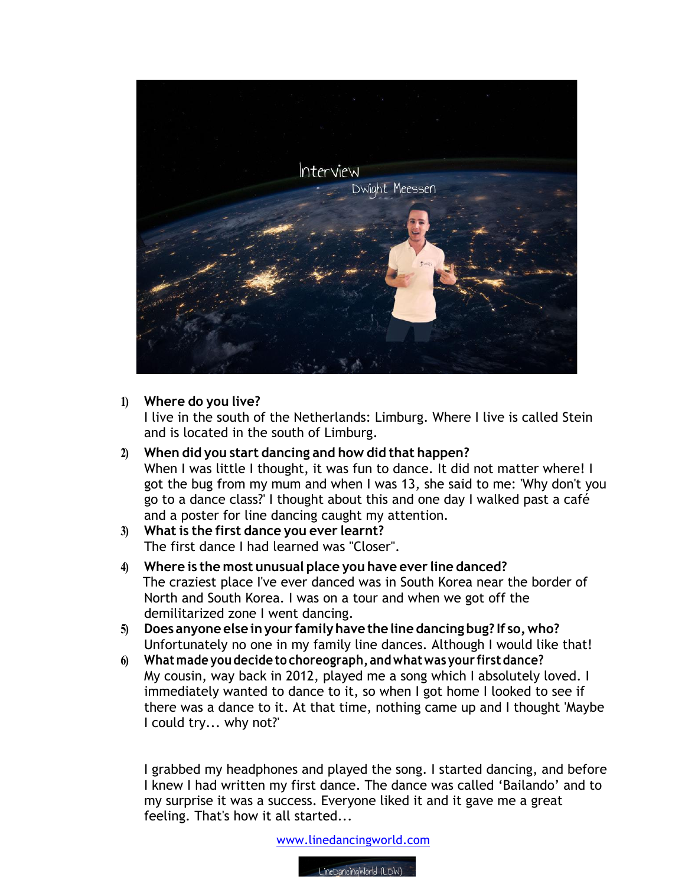Interview

Dwight Meessen

1) **Where do you live?**
   I live in the south of the Netherlands: Limburg. Where I live is called Stein and is located in the south of Limburg.
2) **When did you start dancing and how did that happen?**
   When I was little I thought, it was fun to dance. It did not matter where! I got the bug from my mum and when I was 13, she said to me: 'Why don't you go to a dance class?' I thought about this and one day I walked past a café and a poster for line dancing caught my attention.
3) **What is the first dance you ever learnt?**
   The first dance I had learned was "Closer".
4) **Where is the most unusual place you have ever line danced?**
   The craziest place I've ever danced was in South Korea near the border of North and South Korea. I was on a tour and when we got off the demilitarized zone I went dancing.
5) **Does anyone else in your family have the line dancing bug? If so, who?**
   Unfortunately no one in my family line dances. Although I would like that!
6) **What made you decide to choreograph, and what was your first dance?**
   My cousin, way back in 2012, played me a song which I absolutely loved. I immediately wanted to dance to it, so when I got home I looked to see if there was a dance to it. At that time, nothing came up and I thought 'Maybe I could try... why not?'

   I grabbed my headphones and played the song. I started dancing, and before I knew I had written my first dance. The dance was called 'Bailando' and to my surprise it was a success. Everyone liked it and it gave me a great feeling. That's how it all started...

www.linedancingworld.com

LineDancingWorld (LDW)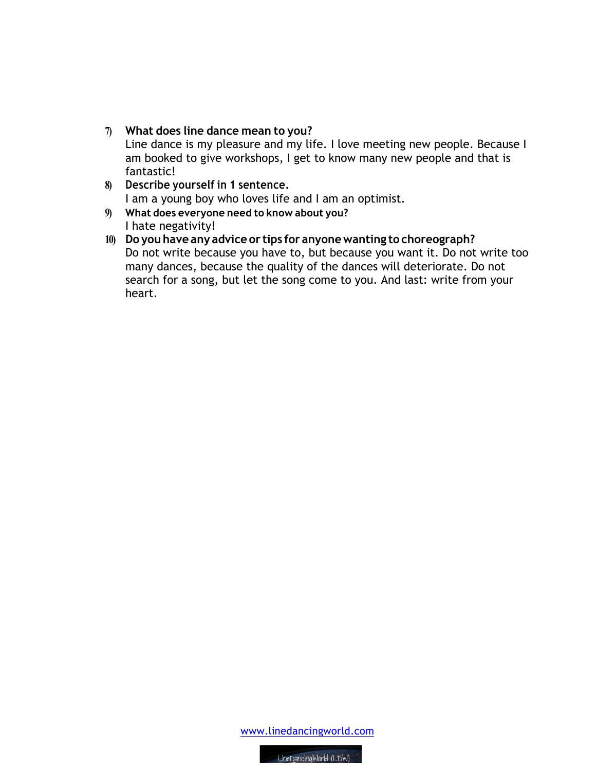7) **What does line dance mean to you?**
   Line dance is my pleasure and my life. I love meeting new people. Because I am booked to give workshops, I get to know many new people and that is fantastic!
8) **Describe yourself in 1 sentence.**
   I am a young boy who loves life and I am an optimist.
9) **What does everyone need to know about you?**
   I hate negativity!
10) **Do you have any advice or tips for anyone wanting to choreograph?**
   Do not write because you have to, but because you want it. Do not write too many dances, because the quality of the dances will deteriorate. Do not search for a song, but let the song come to you. And last: write from your heart.

www.linedancingworld.com

LineDancingWorld (LDW)